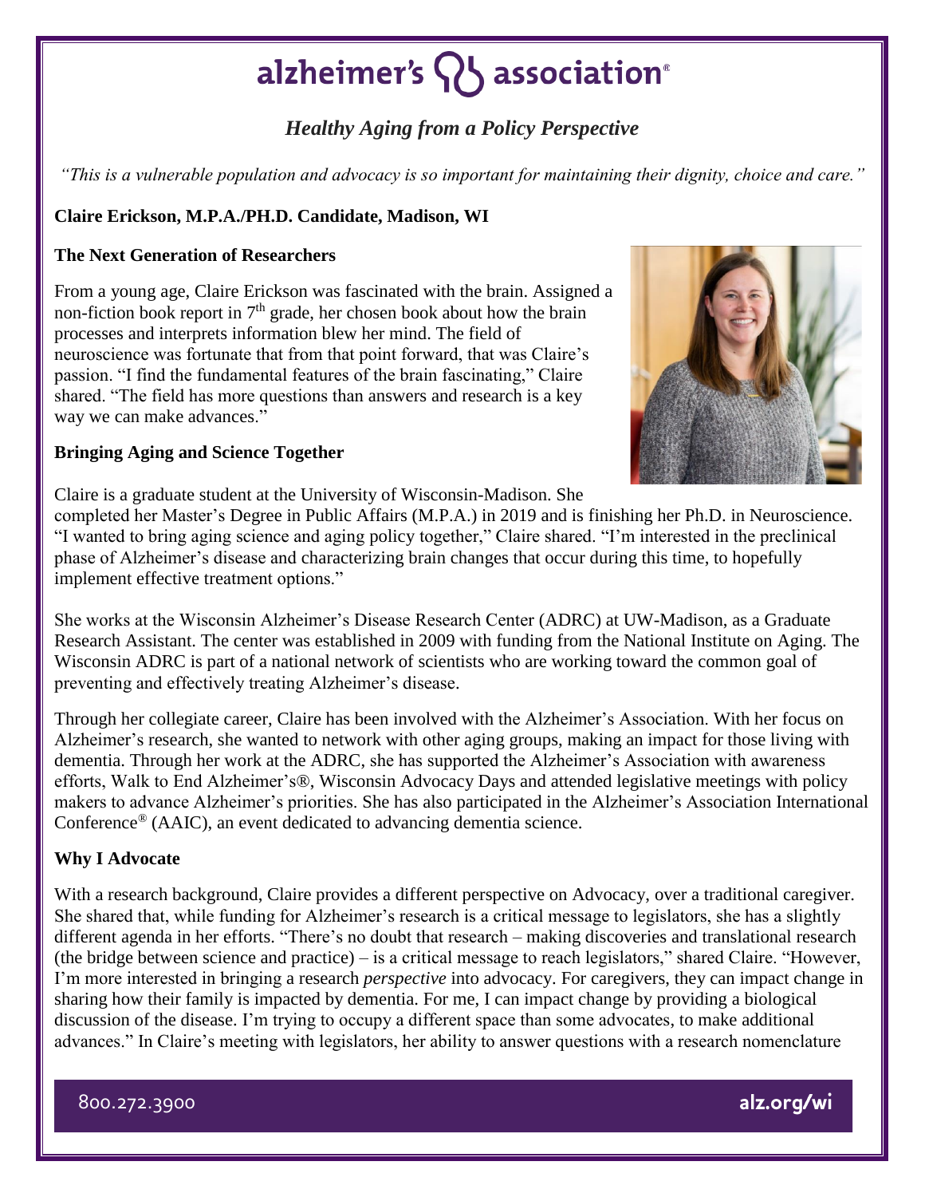# alzheimer's association®

## *Healthy Aging from a Policy Perspective*

*"This is a vulnerable population and advocacy is so important for maintaining their dignity, choice and care."*

**Claire Erickson, M.P.A./PH.D. Candidate, Madison, WI**

### The Next Generation of Researchers

From a young age, Claire Erickson was fascinated with the brain. Assigned a non-fiction book report in 7th grade, her chosen book about how the brain processes and interprets information blew her mind. The field of neuroscience was fortunate that from that point forward, that was Claire's passion. "I find the fundamental features of the brain fascinating," Claire shared. "The field has more questions than answers and research is a key way we can make advances."

### Bringing Aging and Science Together

Claire is a graduate student at the University of Wisconsin-Madison. She completed her Master's Degree in Public Affairs (M.P.A.) in 2019 and is finishing her Ph.D. in Neuroscience. "I wanted to bring aging science and aging policy together," Claire shared. "I'm interested in the preclinical phase of Alzheimer's disease and characterizing brain changes that occur during this time, to hopefully implement effective treatment options."

She works at the Wisconsin Alzheimer's Disease Research Center (ADRC) at UW-Madison, as a Graduate Research Assistant. The center was established in 2009 with funding from the National Institute on Aging. The Wisconsin ADRC is part of a national network of scientists who are working toward the common goal of preventing and effectively treating Alzheimer's disease.

Through her collegiate career, Claire has been involved with the Alzheimer's Association. With her focus on Alzheimer's research, she wanted to network with other aging groups, making an impact for those living with dementia. Through her work at the ADRC, she has supported the Alzheimer's Association with awareness efforts, Walk to End Alzheimer's®, Wisconsin Advocacy Days and attended legislative meetings with policy makers to advance Alzheimer's priorities. She has also participated in the Alzheimer's Association International Conference® (AAIC), an event dedicated to advancing dementia science.

### Why I Advocate

With a research background, Claire provides a different perspective on Advocacy, over a traditional caregiver. She shared that, while funding for Alzheimer's research is a critical message to legislators, she has a slightly different agenda in her efforts. "There's no doubt that research – making discoveries and translational research (the bridge between science and practice) – is a critical message to reach legislators," shared Claire. "However, I'm more interested in bringing a research *perspective* into advocacy. For caregivers, they can impact change in sharing how their family is impacted by dementia. For me, I can impact change by providing a biological discussion of the disease. I'm trying to occupy a different space than some advocates, to make additional advances." In Claire's meeting with legislators, her ability to answer questions with a research nomenclature

800.272.3900 alz.org/wi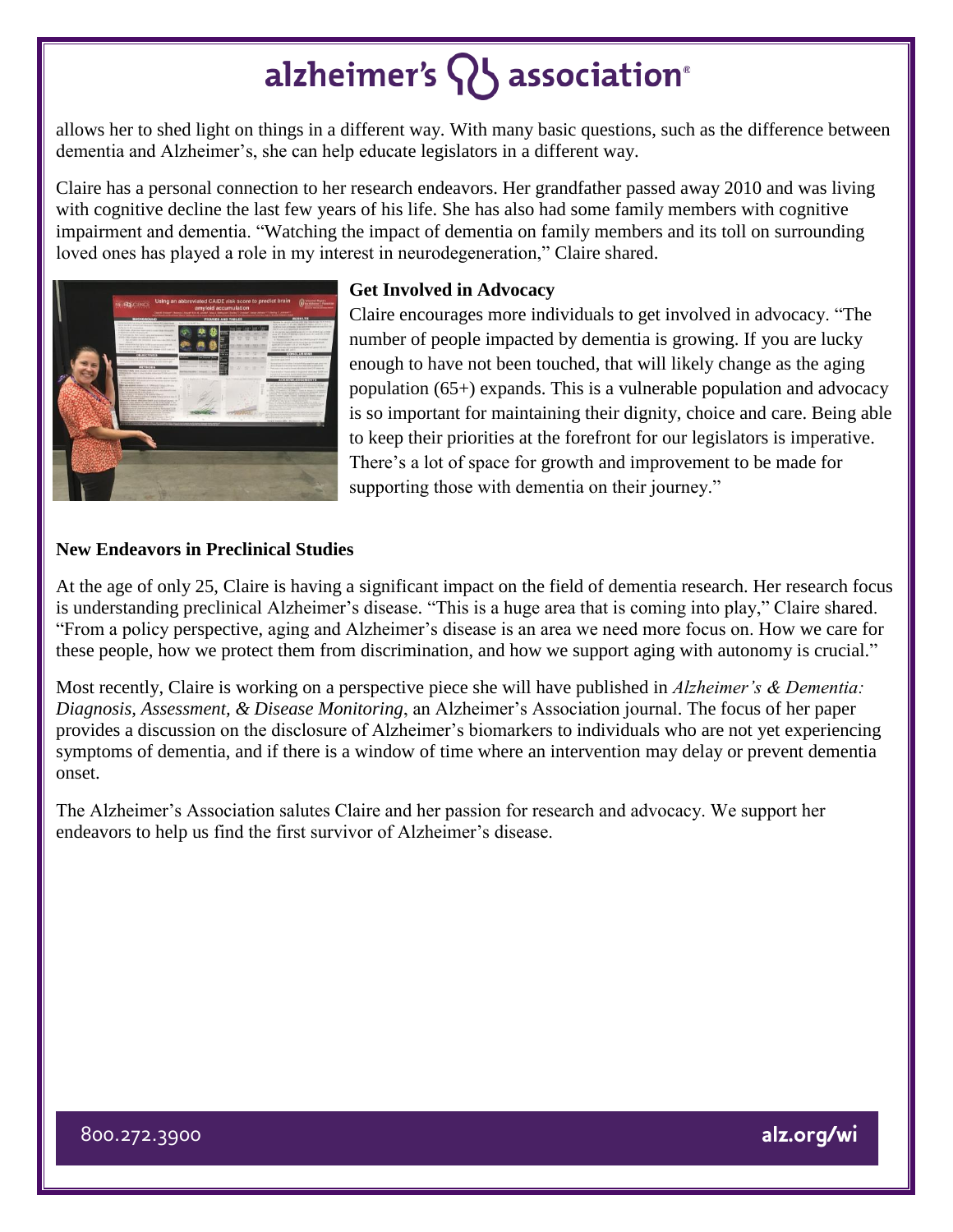allows her to shed light on things in a different way. With many basic questions, such as the difference between dementia and Alzheimer's, she can help educate legislators in a different way.

Claire has a personal connection to her research endeavors. Her grandfather passed away 2010 and was living with cognitive decline the last few years of his life. She has also had some family members with cognitive impairment and dementia. "Watching the impact of dementia on family members and its toll on surrounding loved ones has played a role in my interest in neurodegeneration," Claire shared.

### Get Involved in Advocacy

Claire encourages more individuals to get involved in advocacy. "The number of people impacted by dementia is growing. If you are lucky enough to have not been touched, that will likely change as the aging population (65+) expands. This is a vulnerable population and advocacy is so important for maintaining their dignity, choice and care. Being able to keep their priorities at the forefront for our legislators is imperative. There's a lot of space for growth and improvement to be made for supporting those with dementia on their journey."

### New Endeavors in Preclinical Studies

At the age of only 25, Claire is having a significant impact on the field of dementia research. Her research focus is understanding preclinical Alzheimer's disease. "This is a huge area that is coming into play," Claire shared. "From a policy perspective, aging and Alzheimer's disease is an area we need more focus on. How we care for these people, how we protect them from discrimination, and how we support aging with autonomy is crucial."

Most recently, Claire is working on a perspective piece she will have published in *Alzheimer's & Dementia: Diagnosis, Assessment, & Disease Monitoring*, an Alzheimer's Association journal. The focus of her paper provides a discussion on the disclosure of Alzheimer's biomarkers to individuals who are not yet experiencing symptoms of dementia, and if there is a window of time where an intervention may delay or prevent dementia onset.

The Alzheimer's Association salutes Claire and her passion for research and advocacy. We support her endeavors to help us find the first survivor of Alzheimer's disease.